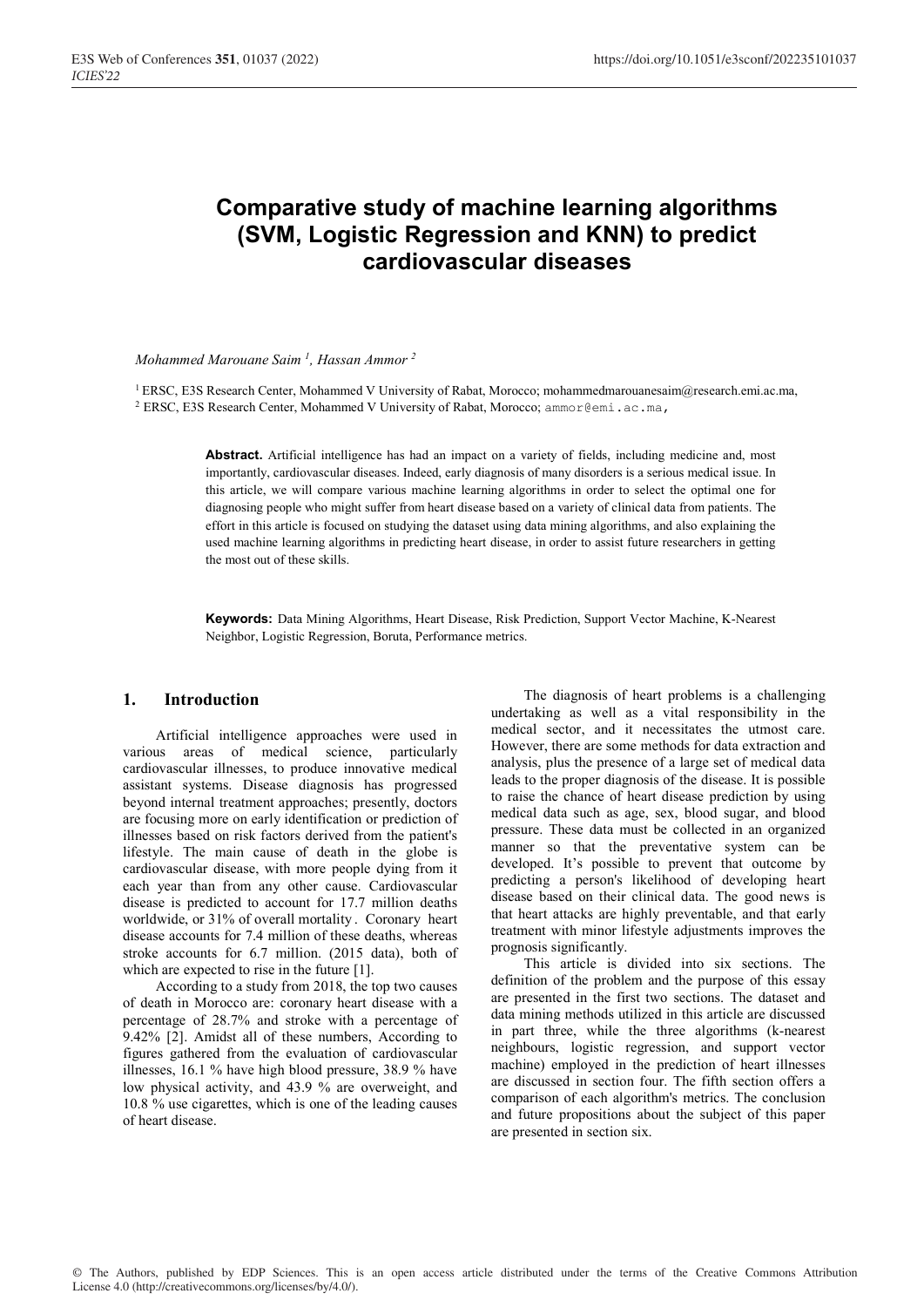# Comparative study of machine learning algorithms (SVM, Logistic Regression and KNN) to predict cardiovascular diseases

*Mohammed Marouane Saim [1], Hassan Ammor [2]*

[1] ERSC, E3S Research Center, Mohammed V University of Rabat, Morocco; mohammedmarouanesaim@research.emi.ac.ma,
[2] ERSC, E3S Research Center, Mohammed V University of Rabat, Morocco; ammor@emi.ac.ma,

**Abstract.** Artificial intelligence has had an impact on a variety of fields, including medicine and, most importantly, cardiovascular diseases. Indeed, early diagnosis of many disorders is a serious medical issue. In this article, we will compare various machine learning algorithms in order to select the optimal one for diagnosing people who might suffer from heart disease based on a variety of clinical data from patients. The effort in this article is focused on studying the dataset using data mining algorithms, and also explaining the used machine learning algorithms in predicting heart disease, in order to assist future researchers in getting the most out of these skills.

**Keywords:** Data Mining Algorithms, Heart Disease, Risk Prediction, Support Vector Machine, K-Nearest Neighbor, Logistic Regression, Boruta, Performance metrics.

## 1. Introduction

Artificial intelligence approaches were used in various areas of medical science, particularly cardiovascular illnesses, to produce innovative medical assistant systems. Disease diagnosis has progressed beyond internal treatment approaches; presently, doctors are focusing more on early identification or prediction of illnesses based on risk factors derived from the patient's lifestyle. The main cause of death in the globe is cardiovascular disease, with more people dying from it each year than from any other cause. Cardiovascular disease is predicted to account for 17.7 million deaths worldwide, or 31% of overall mortality. Coronary heart disease accounts for 7.4 million of these deaths, whereas stroke accounts for 6.7 million. (2015 data), both of which are expected to rise in the future [1].

According to a study from 2018, the top two causes of death in Morocco are: coronary heart disease with a percentage of 28.7% and stroke with a percentage of 9.42% [2]. Amidst all of these numbers, According to figures gathered from the evaluation of cardiovascular illnesses, 16.1 % have high blood pressure, 38.9 % have low physical activity, and 43.9 % are overweight, and 10.8 % use cigarettes, which is one of the leading causes of heart disease.

The diagnosis of heart problems is a challenging undertaking as well as a vital responsibility in the medical sector, and it necessitates the utmost care. However, there are some methods for data extraction and analysis, plus the presence of a large set of medical data leads to the proper diagnosis of the disease. It is possible to raise the chance of heart disease prediction by using medical data such as age, sex, blood sugar, and blood pressure. These data must be collected in an organized manner so that the preventative system can be developed. It's possible to prevent that outcome by predicting a person's likelihood of developing heart disease based on their clinical data. The good news is that heart attacks are highly preventable, and that early treatment with minor lifestyle adjustments improves the prognosis significantly.

This article is divided into six sections. The definition of the problem and the purpose of this essay are presented in the first two sections. The dataset and data mining methods utilized in this article are discussed in part three, while the three algorithms (k-nearest neighbours, logistic regression, and support vector machine) employed in the prediction of heart illnesses are discussed in section four. The fifth section offers a comparison of each algorithm's metrics. The conclusion and future propositions about the subject of this paper are presented in section six.

© The Authors, published by EDP Sciences. This is an open access article distributed under the terms of the Creative Commons Attribution License 4.0 (http://creativecommons.org/licenses/by/4.0/).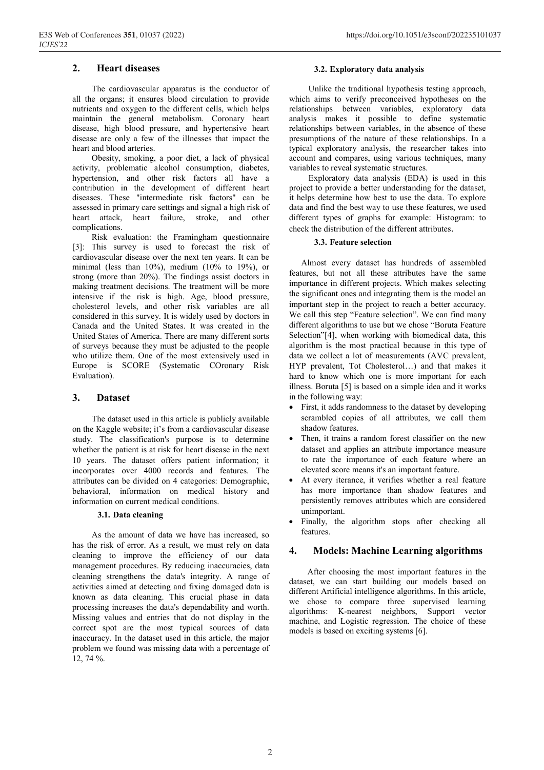## 2. Heart diseases

The cardiovascular apparatus is the conductor of all the organs; it ensures blood circulation to provide nutrients and oxygen to the different cells, which helps maintain the general metabolism. Coronary heart disease, high blood pressure, and hypertensive heart disease are only a few of the illnesses that impact the heart and blood arteries.

Obesity, smoking, a poor diet, a lack of physical activity, problematic alcohol consumption, diabetes, hypertension, and other risk factors all have a contribution in the development of different heart diseases. These "intermediate risk factors" can be assessed in primary care settings and signal a high risk of heart attack, heart failure, stroke, and other complications.

Risk evaluation: the Framingham questionnaire [3]: This survey is used to forecast the risk of cardiovascular disease over the next ten years. It can be minimal (less than 10%), medium (10% to 19%), or strong (more than 20%). The findings assist doctors in making treatment decisions. The treatment will be more intensive if the risk is high. Age, blood pressure, cholesterol levels, and other risk variables are all considered in this survey. It is widely used by doctors in Canada and the United States. It was created in the United States of America. There are many different sorts of surveys because they must be adjusted to the people who utilize them. One of the most extensively used in Europe is SCORE (Systematic COronary Risk Evaluation).

## 3. Dataset

The dataset used in this article is publicly available on the Kaggle website; it's from a cardiovascular disease study. The classification's purpose is to determine whether the patient is at risk for heart disease in the next 10 years. The dataset offers patient information; it incorporates over 4000 records and features. The attributes can be divided on 4 categories: Demographic, behavioral, information on medical history and information on current medical conditions.

### 3.1. Data cleaning

As the amount of data we have has increased, so has the risk of error. As a result, we must rely on data cleaning to improve the efficiency of our data management procedures. By reducing inaccuracies, data cleaning strengthens the data's integrity. A range of activities aimed at detecting and fixing damaged data is known as data cleaning. This crucial phase in data processing increases the data's dependability and worth. Missing values and entries that do not display in the correct spot are the most typical sources of data inaccuracy. In the dataset used in this article, the major problem we found was missing data with a percentage of 12, 74 %.

### 3.2. Exploratory data analysis

Unlike the traditional hypothesis testing approach, which aims to verify preconceived hypotheses on the relationships between variables, exploratory data analysis makes it possible to define systematic relationships between variables, in the absence of these presumptions of the nature of these relationships. In a typical exploratory analysis, the researcher takes into account and compares, using various techniques, many variables to reveal systematic structures.

Exploratory data analysis (EDA) is used in this project to provide a better understanding for the dataset, it helps determine how best to use the data. To explore data and find the best way to use these features, we used different types of graphs for example: Histogram: to check the distribution of the different attributes.

### 3.3. Feature selection

Almost every dataset has hundreds of assembled features, but not all these attributes have the same importance in different projects. Which makes selecting the significant ones and integrating them is the model an important step in the project to reach a better accuracy. We call this step "Feature selection". We can find many different algorithms to use but we chose "Boruta Feature Selection"[4], when working with biomedical data, this algorithm is the most practical because in this type of data we collect a lot of measurements (AVC prevalent, HYP prevalent, Tot Cholesterol…) and that makes it hard to know which one is more important for each illness. Boruta [5] is based on a simple idea and it works in the following way:

- First, it adds randomness to the dataset by developing scrambled copies of all attributes, we call them shadow features.
- Then, it trains a random forest classifier on the new dataset and applies an attribute importance measure to rate the importance of each feature where an elevated score means it's an important feature.
- At every iterance, it verifies whether a real feature has more importance than shadow features and persistently removes attributes which are considered unimportant.
- Finally, the algorithm stops after checking all features.

## 4. Models: Machine Learning algorithms

After choosing the most important features in the dataset, we can start building our models based on different Artificial intelligence algorithms. In this article, we chose to compare three supervised learning algorithms: K-nearest neighbors, Support vector machine, and Logistic regression. The choice of these models is based on exciting systems [6].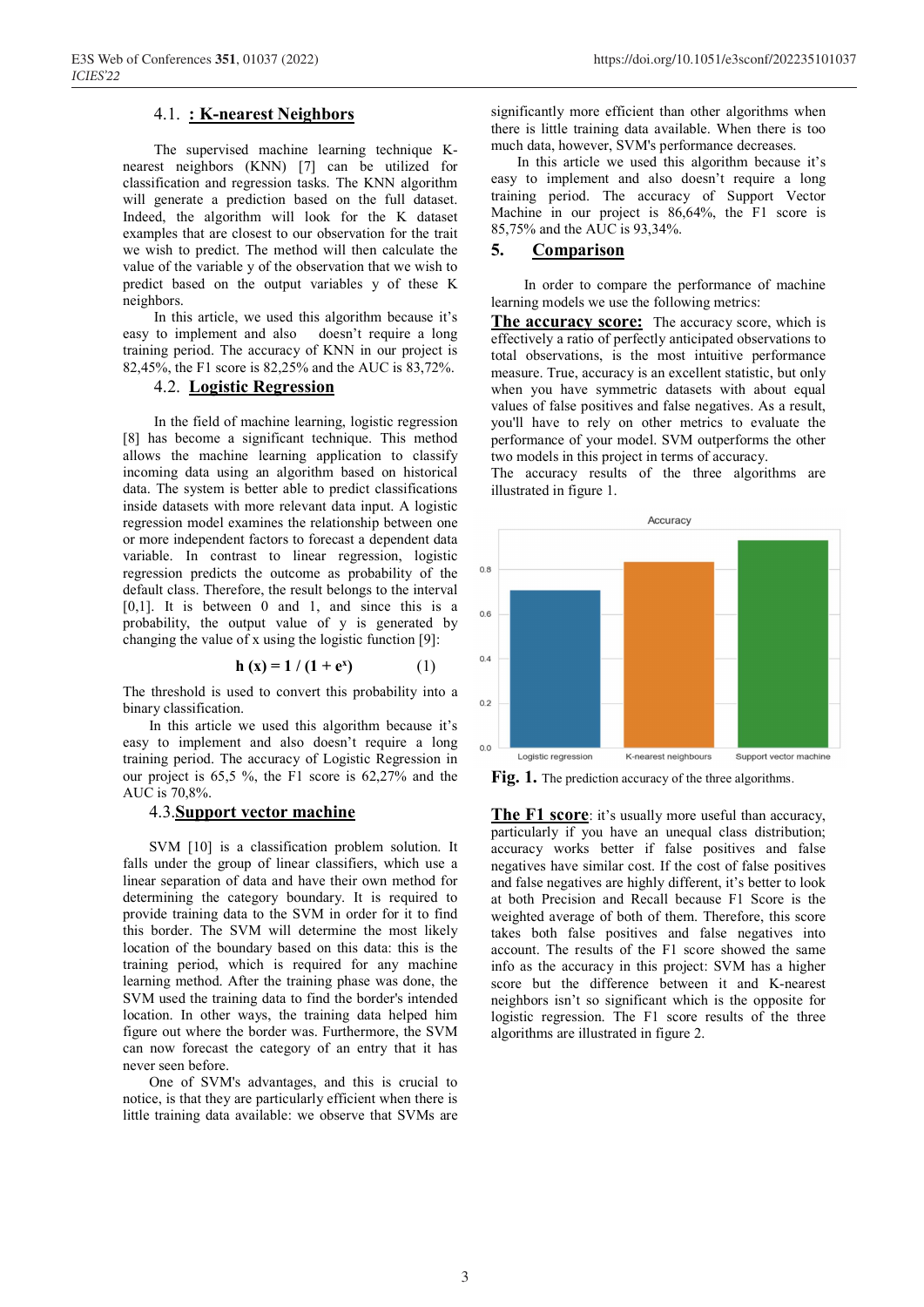### 4.1. : K-nearest Neighbors

The supervised machine learning technique K-nearest neighbors (KNN) [7] can be utilized for classification and regression tasks. The KNN algorithm will generate a prediction based on the full dataset. Indeed, the algorithm will look for the K dataset examples that are closest to our observation for the trait we wish to predict. The method will then calculate the value of the variable y of the observation that we wish to predict based on the output variables y of these K neighbors.

In this article, we used this algorithm because it's easy to implement and also doesn't require a long training period. The accuracy of KNN in our project is 82,45%, the F1 score is 82,25% and the AUC is 83,72%.

### 4.2. Logistic Regression

In the field of machine learning, logistic regression [8] has become a significant technique. This method allows the machine learning application to classify incoming data using an algorithm based on historical data. The system is better able to predict classifications inside datasets with more relevant data input. A logistic regression model examines the relationship between one or more independent factors to forecast a dependent data variable. In contrast to linear regression, logistic regression predicts the outcome as probability of the default class. Therefore, the result belongs to the interval [0,1]. It is between 0 and 1, and since this is a probability, the output value of y is generated by changing the value of x using the logistic function [9]:

$$\mathbf{h(x) = 1 / (1 + e^x)} \qquad (1)$$

The threshold is used to convert this probability into a binary classification.

In this article we used this algorithm because it's easy to implement and also doesn't require a long training period. The accuracy of Logistic Regression in our project is 65,5 %, the F1 score is 62,27% and the AUC is 70,8%.

### 4.3. Support vector machine

SVM [10] is a classification problem solution. It falls under the group of linear classifiers, which use a linear separation of data and have their own method for determining the category boundary. It is required to provide training data to the SVM in order for it to find this border. The SVM will determine the most likely location of the boundary based on this data: this is the training period, which is required for any machine learning method. After the training phase was done, the SVM used the training data to find the border's intended location. In other ways, the training data helped him figure out where the border was. Furthermore, the SVM can now forecast the category of an entry that it has never seen before.

One of SVM's advantages, and this is crucial to notice, is that they are particularly efficient when there is little training data available: we observe that SVMs are significantly more efficient than other algorithms when there is little training data available. When there is too much data, however, SVM's performance decreases.

In this article we used this algorithm because it's easy to implement and also doesn't require a long training period. The accuracy of Support Vector Machine in our project is 86,64%, the F1 score is 85,75% and the AUC is 93,34%.

## 5. Comparison

In order to compare the performance of machine learning models we use the following metrics:

**The accuracy score:** The accuracy score, which is effectively a ratio of perfectly anticipated observations to total observations, is the most intuitive performance measure. True, accuracy is an excellent statistic, but only when you have symmetric datasets with about equal values of false positives and false negatives. As a result, you'll have to rely on other metrics to evaluate the performance of your model. SVM outperforms the other two models in this project in terms of accuracy.

The accuracy results of the three algorithms are illustrated in figure 1.

**Fig. 1.** The prediction accuracy of the three algorithms.

**The F1 score**: it's usually more useful than accuracy, particularly if you have an unequal class distribution; accuracy works better if false positives and false negatives have similar cost. If the cost of false positives and false negatives are highly different, it's better to look at both Precision and Recall because F1 Score is the weighted average of both of them. Therefore, this score takes both false positives and false negatives into account. The results of the F1 score showed the same info as the accuracy in this project: SVM has a higher score but the difference between it and K-nearest neighbors isn't so significant which is the opposite for logistic regression. The F1 score results of the three algorithms are illustrated in figure 2.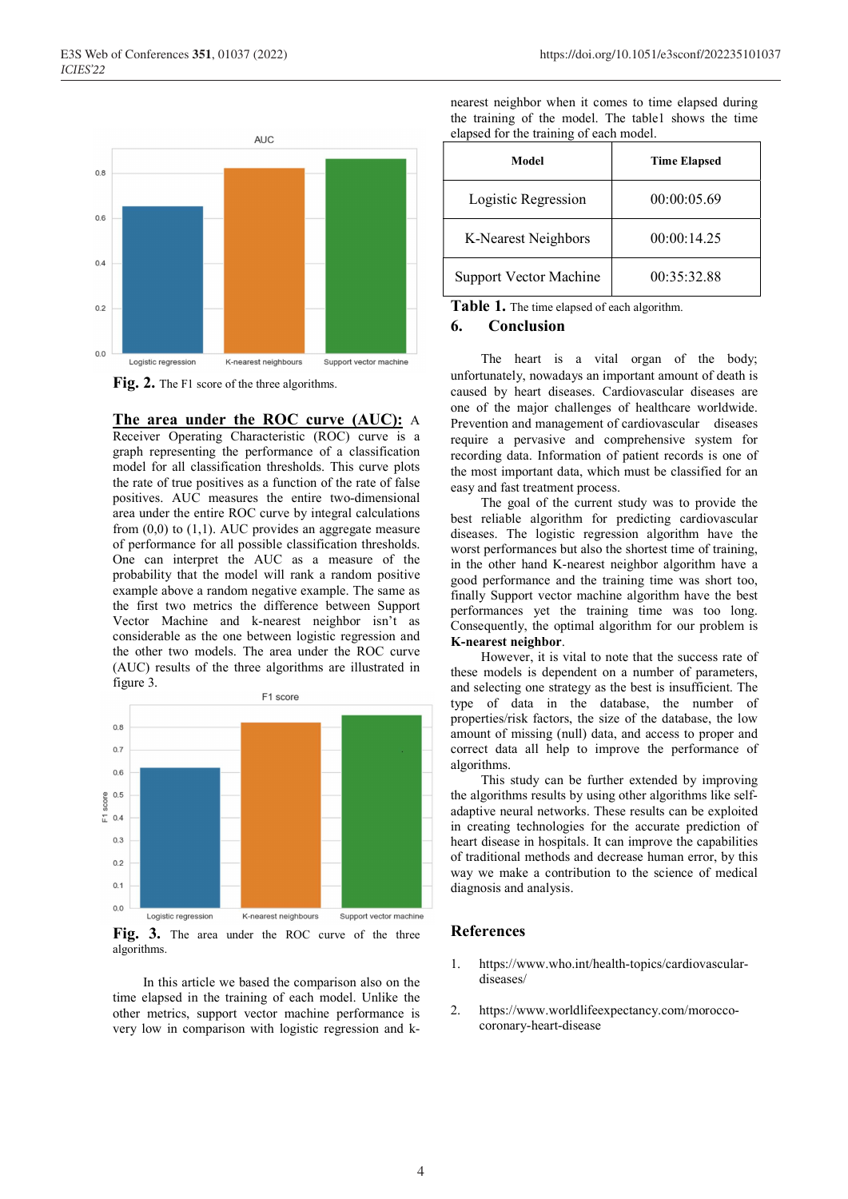Fig. 2. The F1 score of the three algorithms.

**The area under the ROC curve (AUC):** A Receiver Operating Characteristic (ROC) curve is a graph representing the performance of a classification model for all classification thresholds. This curve plots the rate of true positives as a function of the rate of false positives. AUC measures the entire two-dimensional area under the entire ROC curve by integral calculations from (0,0) to (1,1). AUC provides an aggregate measure of performance for all possible classification thresholds. One can interpret the AUC as a measure of the probability that the model will rank a random positive example above a random negative example. The same as the first two metrics the difference between Support Vector Machine and k-nearest neighbor isn't as considerable as the one between logistic regression and the other two models. The area under the ROC curve (AUC) results of the three algorithms are illustrated in figure 3.

Fig. 3. The area under the ROC curve of the three algorithms.

In this article we based the comparison also on the time elapsed in the training of each model. Unlike the other metrics, support vector machine performance is very low in comparison with logistic regression and k-nearest neighbor when it comes to time elapsed during the training of the model. The table1 shows the time elapsed for the training of each model.

| Model | Time Elapsed |
|---|---|
| Logistic Regression | 00:00:05.69 |
| K-Nearest Neighbors | 00:00:14.25 |
| Support Vector Machine | 00:35:32.88 |

Table 1. The time elapsed of each algorithm.

## 6. Conclusion

The heart is a vital organ of the body; unfortunately, nowadays an important amount of death is caused by heart diseases. Cardiovascular diseases are one of the major challenges of healthcare worldwide. Prevention and management of cardiovascular diseases require a pervasive and comprehensive system for recording data. Information of patient records is one of the most important data, which must be classified for an easy and fast treatment process.

The goal of the current study was to provide the best reliable algorithm for predicting cardiovascular diseases. The logistic regression algorithm have the worst performances but also the shortest time of training, in the other hand K-nearest neighbor algorithm have a good performance and the training time was short too, finally Support vector machine algorithm have the best performances yet the training time was too long. Consequently, the optimal algorithm for our problem is **K-nearest neighbor**.

However, it is vital to note that the success rate of these models is dependent on a number of parameters, and selecting one strategy as the best is insufficient. The type of data in the database, the number of properties/risk factors, the size of the database, the low amount of missing (null) data, and access to proper and correct data all help to improve the performance of algorithms.

This study can be further extended by improving the algorithms results by using other algorithms like self-adaptive neural networks. These results can be exploited in creating technologies for the accurate prediction of heart disease in hospitals. It can improve the capabilities of traditional methods and decrease human error, by this way we make a contribution to the science of medical diagnosis and analysis.

## References

1. https://www.who.int/health-topics/cardiovascular-diseases/
2. https://www.worldlifeexpectancy.com/morocco-coronary-heart-disease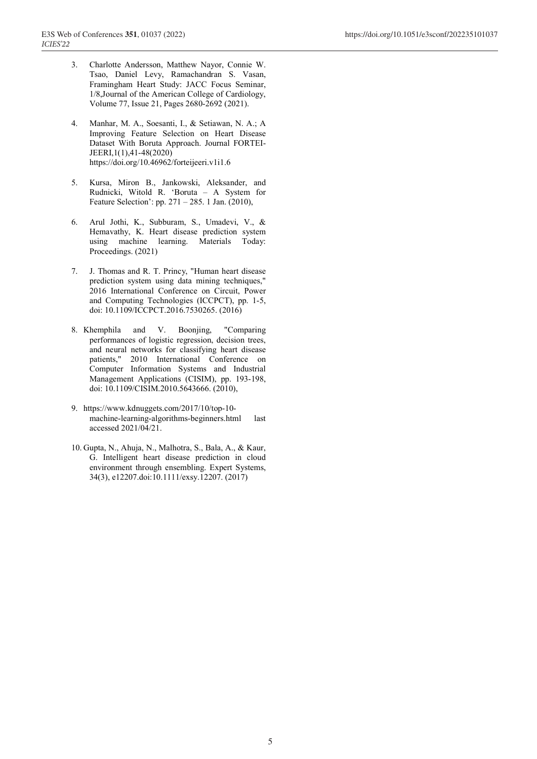3. Charlotte Andersson, Matthew Nayor, Connie W. Tsao, Daniel Levy, Ramachandran S. Vasan, Framingham Heart Study: JACC Focus Seminar, 1/8,Journal of the American College of Cardiology, Volume 77, Issue 21, Pages 2680-2692 (2021).

4. Manhar, M. A., Soesanti, I., & Setiawan, N. A.; A Improving Feature Selection on Heart Disease Dataset With Boruta Approach. Journal FORTEI-JEERI,1(1),41-48(2020) https://doi.org/10.46962/forteijeeri.v1i1.6

5. Kursa, Miron B., Jankowski, Aleksander, and Rudnicki, Witold R. 'Boruta – A System for Feature Selection': pp. 271 – 285. 1 Jan. (2010),

6. Arul Jothi, K., Subburam, S., Umadevi, V., & Hemavathy, K. Heart disease prediction system using machine learning. Materials Today: Proceedings. (2021)

7. J. Thomas and R. T. Princy, "Human heart disease prediction system using data mining techniques," 2016 International Conference on Circuit, Power and Computing Technologies (ICCPCT), pp. 1-5, doi: 10.1109/ICCPCT.2016.7530265. (2016)

8. Khemphila and V. Boonjing, "Comparing performances of logistic regression, decision trees, and neural networks for classifying heart disease patients," 2010 International Conference on Computer Information Systems and Industrial Management Applications (CISIM), pp. 193-198, doi: 10.1109/CISIM.2010.5643666. (2010),

9. https://www.kdnuggets.com/2017/10/top-10-machine-learning-algorithms-beginners.html last accessed 2021/04/21.

10. Gupta, N., Ahuja, N., Malhotra, S., Bala, A., & Kaur, G. Intelligent heart disease prediction in cloud environment through ensembling. Expert Systems, 34(3), e12207.doi:10.1111/exsy.12207. (2017)